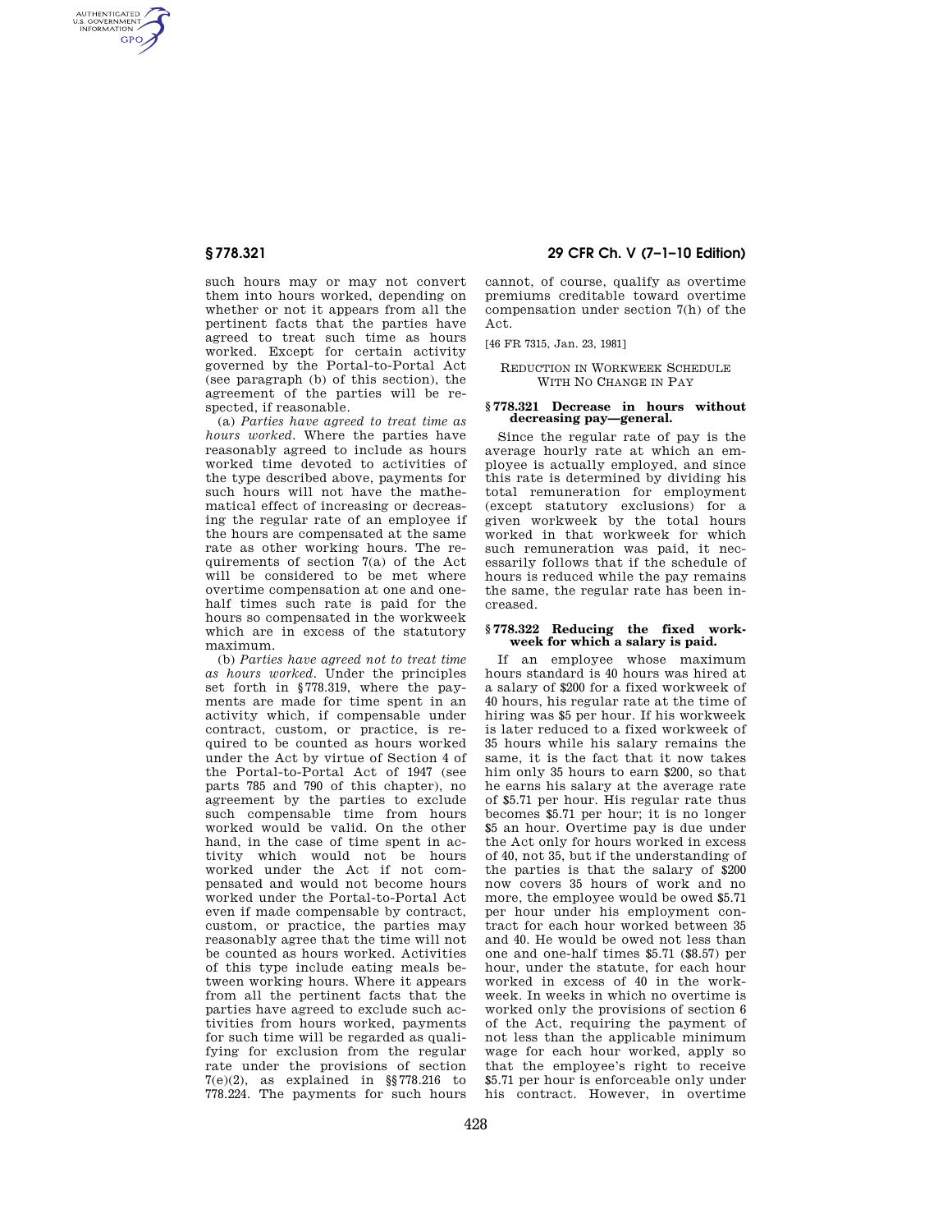such hours may or may not convert them into hours worked, depending on whether or not it appears from all the pertinent facts that the parties have agreed to treat such time as hours worked. Except for certain activity governed by the Portal-to-Portal Act (see paragraph (b) of this section), the agreement of the parties will be respected, if reasonable.

(a) *Parties have agreed to treat time as hours worked.* Where the parties have reasonably agreed to include as hours worked time devoted to activities of the type described above, payments for such hours will not have the mathematical effect of increasing or decreasing the regular rate of an employee if the hours are compensated at the same rate as other working hours. The requirements of section 7(a) of the Act will be considered to be met where overtime compensation at one and one-half times such rate is paid for the hours so compensated in the workweek which are in excess of the statutory maximum.

(b) *Parties have agreed not to treat time as hours worked.* Under the principles set forth in §778.319, where the payments are made for time spent in an activity which, if compensable under contract, custom, or practice, is required to be counted as hours worked under the Act by virtue of Section 4 of the Portal-to-Portal Act of 1947 (see parts 785 and 790 of this chapter), no agreement by the parties to exclude such compensable time from hours worked would be valid. On the other hand, in the case of time spent in activity which would not be hours worked under the Act if not compensated and would not become hours worked under the Portal-to-Portal Act even if made compensable by contract, custom, or practice, the parties may reasonably agree that the time will not be counted as hours worked. Activities of this type include eating meals between working hours. Where it appears from all the pertinent facts that the parties have agreed to exclude such activities from hours worked, payments for such time will be regarded as qualifying for exclusion from the regular rate under the provisions of section 7(e)(2), as explained in §§778.216 to 778.224. The payments for such hours cannot, of course, qualify as overtime premiums creditable toward overtime compensation under section 7(h) of the Act.

[46 FR 7315, Jan. 23, 1981]

REDUCTION IN WORKWEEK SCHEDULE WITH NO CHANGE IN PAY

### §778.321 Decrease in hours without decreasing pay—general.

Since the regular rate of pay is the average hourly rate at which an employee is actually employed, and since this rate is determined by dividing his total remuneration for employment (except statutory exclusions) for a given workweek by the total hours worked in that workweek for which such remuneration was paid, it necessarily follows that if the schedule of hours is reduced while the pay remains the same, the regular rate has been increased.

### §778.322 Reducing the fixed workweek for which a salary is paid.

If an employee whose maximum hours standard is 40 hours was hired at a salary of $200 for a fixed workweek of 40 hours, his regular rate at the time of hiring was $5 per hour. If his workweek is later reduced to a fixed workweek of 35 hours while his salary remains the same, it is the fact that it now takes him only 35 hours to earn $200, so that he earns his salary at the average rate of $5.71 per hour. His regular rate thus becomes $5.71 per hour; it is no longer $5 an hour. Overtime pay is due under the Act only for hours worked in excess of 40, not 35, but if the understanding of the parties is that the salary of $200 now covers 35 hours of work and no more, the employee would be owed $5.71 per hour under his employment contract for each hour worked between 35 and 40. He would be owed not less than one and one-half times $5.71 ($8.57) per hour, under the statute, for each hour worked in excess of 40 in the workweek. In weeks in which no overtime is worked only the provisions of section 6 of the Act, requiring the payment of not less than the applicable minimum wage for each hour worked, apply so that the employee's right to receive $5.71 per hour is enforceable only under his contract. However, in overtime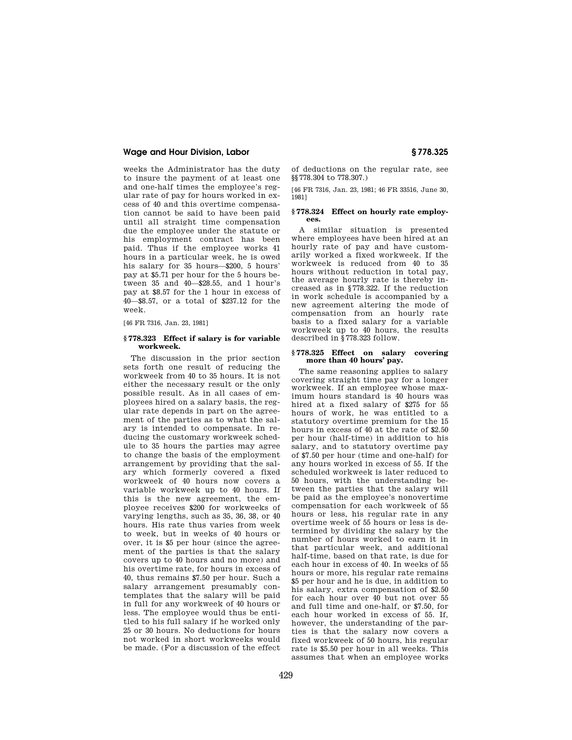weeks the Administrator has the duty to insure the payment of at least one and one-half times the employee's regular rate of pay for hours worked in excess of 40 and this overtime compensation cannot be said to have been paid until all straight time compensation due the employee under the statute or his employment contract has been paid. Thus if the employee works 41 hours in a particular week, he is owed his salary for 35 hours—$200, 5 hours' pay at $5.71 per hour for the 5 hours between 35 and 40—$28.55, and 1 hour's pay at $8.57 for the 1 hour in excess of 40—$8.57, or a total of $237.12 for the week.

[46 FR 7316, Jan. 23, 1981]

### § 778.323 Effect if salary is for variable workweek.

The discussion in the prior section sets forth one result of reducing the workweek from 40 to 35 hours. It is not either the necessary result or the only possible result. As in all cases of employees hired on a salary basis, the regular rate depends in part on the agreement of the parties as to what the salary is intended to compensate. In reducing the customary workweek schedule to 35 hours the parties may agree to change the basis of the employment arrangement by providing that the salary which formerly covered a fixed workweek of 40 hours now covers a variable workweek up to 40 hours. If this is the new agreement, the employee receives $200 for workweeks of varying lengths, such as 35, 36, 38, or 40 hours. His rate thus varies from week to week, but in weeks of 40 hours or over, it is $5 per hour (since the agreement of the parties is that the salary covers up to 40 hours and no more) and his overtime rate, for hours in excess of 40, thus remains $7.50 per hour. Such a salary arrangement presumably contemplates that the salary will be paid in full for any workweek of 40 hours or less. The employee would thus be entitled to his full salary if he worked only 25 or 30 hours. No deductions for hours not worked in short workweeks would be made. (For a discussion of the effect of deductions on the regular rate, see §§ 778.304 to 778.307.)

[46 FR 7316, Jan. 23, 1981; 46 FR 33516, June 30, 1981]

### § 778.324 Effect on hourly rate employees.

A similar situation is presented where employees have been hired at an hourly rate of pay and have customarily worked a fixed workweek. If the workweek is reduced from 40 to 35 hours without reduction in total pay, the average hourly rate is thereby increased as in § 778.322. If the reduction in work schedule is accompanied by a new agreement altering the mode of compensation from an hourly rate basis to a fixed salary for a variable workweek up to 40 hours, the results described in § 778.323 follow.

### § 778.325 Effect on salary covering more than 40 hours' pay.

The same reasoning applies to salary covering straight time pay for a longer workweek. If an employee whose maximum hours standard is 40 hours was hired at a fixed salary of $275 for 55 hours of work, he was entitled to a statutory overtime premium for the 15 hours in excess of 40 at the rate of $2.50 per hour (half-time) in addition to his salary, and to statutory overtime pay of $7.50 per hour (time and one-half) for any hours worked in excess of 55. If the scheduled workweek is later reduced to 50 hours, with the understanding between the parties that the salary will be paid as the employee's nonovertime compensation for each workweek of 55 hours or less, his regular rate in any overtime week of 55 hours or less is determined by dividing the salary by the number of hours worked to earn it in that particular week, and additional half-time, based on that rate, is due for each hour in excess of 40. In weeks of 55 hours or more, his regular rate remains $5 per hour and he is due, in addition to his salary, extra compensation of $2.50 for each hour over 40 but not over 55 and full time and one-half, or $7.50, for each hour worked in excess of 55. If, however, the understanding of the parties is that the salary now covers a fixed workweek of 50 hours, his regular rate is $5.50 per hour in all weeks. This assumes that when an employee works